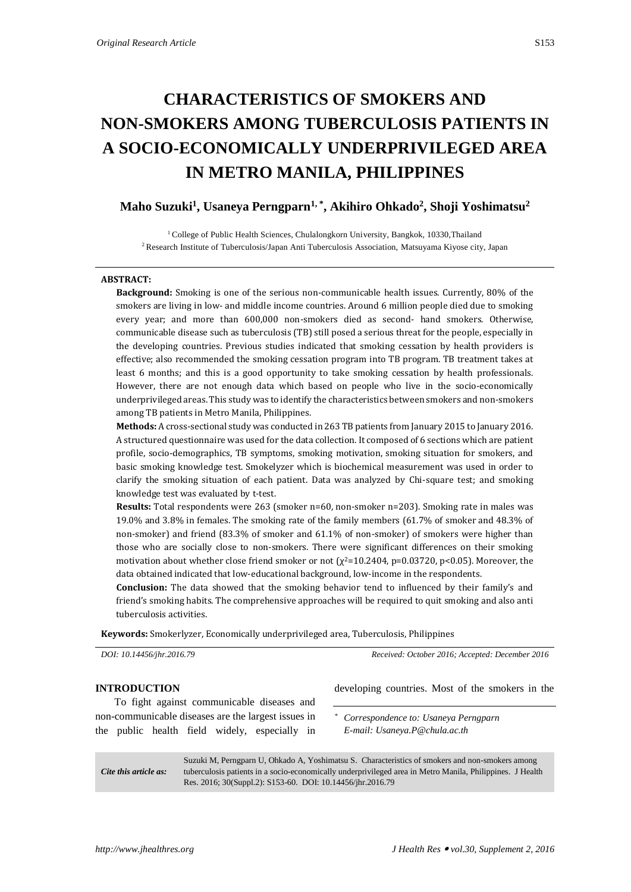*Original Research Article*

# CHARACTERISTICS OF SMOKERS AND NON-SMOKERS AMONG TUBERCULOSIS PATIENTS IN A SOCIO-ECONOMICALLY UNDERPRIVILEGED AREA IN METRO MANILA, PHILIPPINES

**Maho Suzuki[1], Usaneya Perngparn[1,*], Akihiro Ohkado[2], Shoji Yoshimatsu[2]**

[1] College of Public Health Sciences, Chulalongkorn University, Bangkok, 10330,Thailand
[2] Research Institute of Tuberculosis/Japan Anti Tuberculosis Association, Matsuyama Kiyose city, Japan

**ABSTRACT:**

**Background:** Smoking is one of the serious non-communicable health issues. Currently, 80% of the smokers are living in low- and middle income countries. Around 6 million people died due to smoking every year; and more than 600,000 non-smokers died as second- hand smokers. Otherwise, communicable disease such as tuberculosis (TB) still posed a serious threat for the people, especially in the developing countries. Previous studies indicated that smoking cessation by health providers is effective; also recommended the smoking cessation program into TB program. TB treatment takes at least 6 months; and this is a good opportunity to take smoking cessation by health professionals. However, there are not enough data which based on people who live in the socio-economically underprivileged areas. This study was to identify the characteristics between smokers and non-smokers among TB patients in Metro Manila, Philippines.

**Methods:** A cross-sectional study was conducted in 263 TB patients from January 2015 to January 2016. A structured questionnaire was used for the data collection. It composed of 6 sections which are patient profile, socio-demographics, TB symptoms, smoking motivation, smoking situation for smokers, and basic smoking knowledge test. Smokelyzer which is biochemical measurement was used in order to clarify the smoking situation of each patient. Data was analyzed by Chi-square test; and smoking knowledge test was evaluated by t-test.

**Results:** Total respondents were 263 (smoker n=60, non-smoker n=203). Smoking rate in males was 19.0% and 3.8% in females. The smoking rate of the family members (61.7% of smoker and 48.3% of non-smoker) and friend (83.3% of smoker and 61.1% of non-smoker) of smokers were higher than those who are socially close to non-smokers. There were significant differences on their smoking motivation about whether close friend smoker or not ($\chi^2$=10.2404, p=0.03720, $p<0.05$). Moreover, the data obtained indicated that low-educational background, low-income in the respondents.

**Conclusion:** The data showed that the smoking behavior tend to influenced by their family's and friend's smoking habits. The comprehensive approaches will be required to quit smoking and also anti tuberculosis activities.

**Keywords:** Smokerlyzer, Economically underprivileged area, Tuberculosis, Philippines

*DOI: 10.14456/jhr.2016.79* *Received: October 2016; Accepted: December 2016*

## INTRODUCTION

To fight against communicable diseases and non-communicable diseases are the largest issues in the public health field widely, especially in developing countries. Most of the smokers in the

[*] *Correspondence to: Usaneya Perngparn*
*E-mail: Usaneya.P@chula.ac.th*

*Cite this article as:* Suzuki M, Perngparn U, Ohkado A, Yoshimatsu S. Characteristics of smokers and non-smokers among tuberculosis patients in a socio-economically underprivileged area in Metro Manila, Philippines. J Health Res. 2016; 30(Suppl.2): S153-60. DOI: 10.14456/jhr.2016.79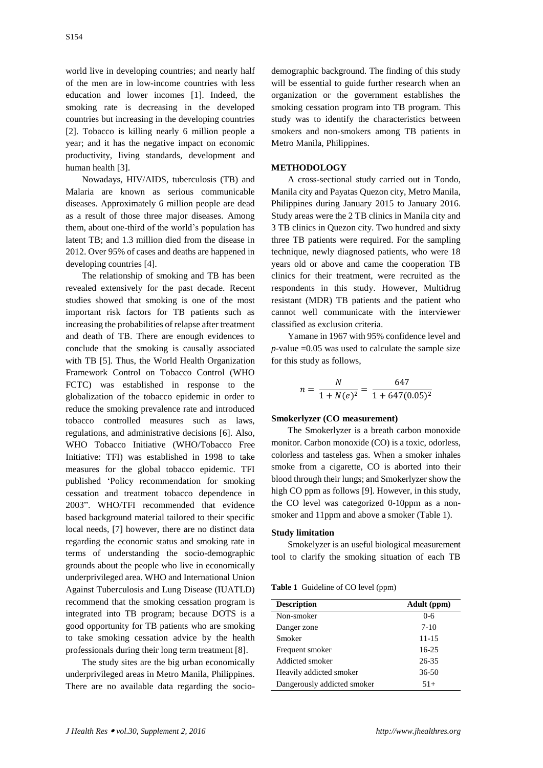world live in developing countries; and nearly half of the men are in low-income countries with less education and lower incomes [1]. Indeed, the smoking rate is decreasing in the developed countries but increasing in the developing countries [2]. Tobacco is killing nearly 6 million people a year; and it has the negative impact on economic productivity, living standards, development and human health [3].

Nowadays, HIV/AIDS, tuberculosis (TB) and Malaria are known as serious communicable diseases. Approximately 6 million people are dead as a result of those three major diseases. Among them, about one-third of the world's population has latent TB; and 1.3 million died from the disease in 2012. Over 95% of cases and deaths are happened in developing countries [4].

The relationship of smoking and TB has been revealed extensively for the past decade. Recent studies showed that smoking is one of the most important risk factors for TB patients such as increasing the probabilities of relapse after treatment and death of TB. There are enough evidences to conclude that the smoking is causally associated with TB [5]. Thus, the World Health Organization Framework Control on Tobacco Control (WHO FCTC) was established in response to the globalization of the tobacco epidemic in order to reduce the smoking prevalence rate and introduced tobacco controlled measures such as laws, regulations, and administrative decisions [6]. Also, WHO Tobacco Initiative (WHO/Tobacco Free Initiative: TFI) was established in 1998 to take measures for the global tobacco epidemic. TFI published 'Policy recommendation for smoking cessation and treatment tobacco dependence in 2003". WHO/TFI recommended that evidence based background material tailored to their specific local needs, [7] however, there are no distinct data regarding the economic status and smoking rate in terms of understanding the socio-demographic grounds about the people who live in economically underprivileged area. WHO and International Union Against Tuberculosis and Lung Disease (IUATLD) recommend that the smoking cessation program is integrated into TB program; because DOTS is a good opportunity for TB patients who are smoking to take smoking cessation advice by the health professionals during their long term treatment [8].

The study sites are the big urban economically underprivileged areas in Metro Manila, Philippines. There are no available data regarding the socio-demographic background. The finding of this study will be essential to guide further research when an organization or the government establishes the smoking cessation program into TB program. This study was to identify the characteristics between smokers and non-smokers among TB patients in Metro Manila, Philippines.

## METHODOLOGY

A cross-sectional study carried out in Tondo, Manila city and Payatas Quezon city, Metro Manila, Philippines during January 2015 to January 2016. Study areas were the 2 TB clinics in Manila city and 3 TB clinics in Quezon city. Two hundred and sixty three TB patients were required. For the sampling technique, newly diagnosed patients, who were 18 years old or above and came the cooperation TB clinics for their treatment, were recruited as the respondents in this study. However, Multidrug resistant (MDR) TB patients and the patient who cannot well communicate with the interviewer classified as exclusion criteria.

Yamane in 1967 with 95% confidence level and *p*-value =0.05 was used to calculate the sample size for this study as follows,

$$n = \frac{N}{1 + N(e)^2} = \frac{647}{1 + 647(0.05)^2}$$

### Smokerlyzer (CO measurement)

The Smokerlyzer is a breath carbon monoxide monitor. Carbon monoxide (CO) is a toxic, odorless, colorless and tasteless gas. When a smoker inhales smoke from a cigarette, CO is aborted into their blood through their lungs; and Smokerlyzer show the high CO ppm as follows [9]. However, in this study, the CO level was categorized 0-10ppm as a non-smoker and 11ppm and above a smoker (Table 1).

### Study limitation

Smokeylzer is an useful biological measurement tool to clarify the smoking situation of each TB

**Table 1** Guideline of CO level (ppm)

| Description | Adult (ppm) |
|---|---|
| Non-smoker | 0-6 |
| Danger zone | 7-10 |
| Smoker | 11-15 |
| Frequent smoker | 16-25 |
| Addicted smoker | 26-35 |
| Heavily addicted smoker | 36-50 |
| Dangerously addicted smoker | 51+ |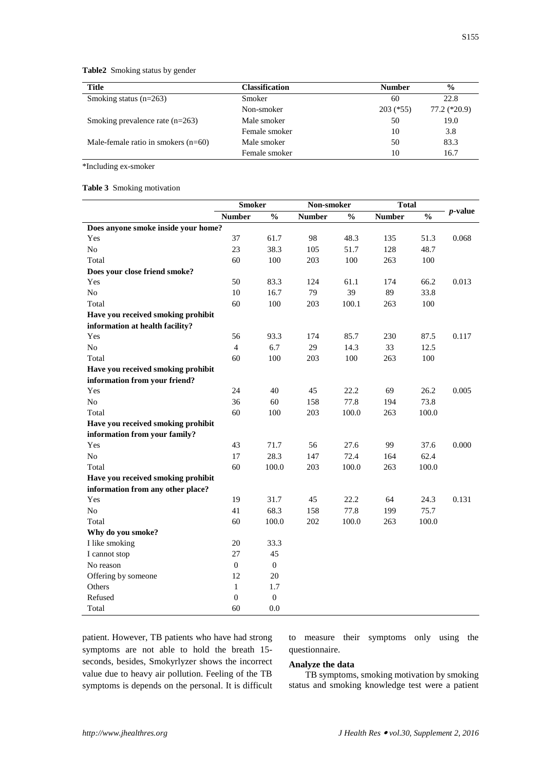**Table2** Smoking status by gender

| Title | Classification | Number | % |
|---|---|---|---|
| Smoking status (n=263) | Smoker | 60 | 22.8 |
| | Non-smoker | 203 (*55) | 77.2 (*20.9) |
| Smoking prevalence rate (n=263) | Male smoker | 50 | 19.0 |
| | Female smoker | 10 | 3.8 |
| Male-female ratio in smokers (n=60) | Male smoker | 50 | 83.3 |
| | Female smoker | 10 | 16.7 |

*Including ex-smoker

**Table 3** Smoking motivation

| | Smoker | | Non-smoker | | Total | | *p*-value |
|---|---|---|---|---|---|---|---|
| | Number | % | Number | % | Number | % | |
| **Does anyone smoke inside your home?** | | | | | | | |
| Yes | 37 | 61.7 | 98 | 48.3 | 135 | 51.3 | 0.068 |
| No | 23 | 38.3 | 105 | 51.7 | 128 | 48.7 | |
| Total | 60 | 100 | 203 | 100 | 263 | 100 | |
| **Does your close friend smoke?** | | | | | | | |
| Yes | 50 | 83.3 | 124 | 61.1 | 174 | 66.2 | 0.013 |
| No | 10 | 16.7 | 79 | 39 | 89 | 33.8 | |
| Total | 60 | 100 | 203 | 100.1 | 263 | 100 | |
| **Have you received smoking prohibit information at health facility?** | | | | | | | |
| Yes | 56 | 93.3 | 174 | 85.7 | 230 | 87.5 | 0.117 |
| No | 4 | 6.7 | 29 | 14.3 | 33 | 12.5 | |
| Total | 60 | 100 | 203 | 100 | 263 | 100 | |
| **Have you received smoking prohibit information from your friend?** | | | | | | | |
| Yes | 24 | 40 | 45 | 22.2 | 69 | 26.2 | 0.005 |
| No | 36 | 60 | 158 | 77.8 | 194 | 73.8 | |
| Total | 60 | 100 | 203 | 100.0 | 263 | 100.0 | |
| **Have you received smoking prohibit information from your family?** | | | | | | | |
| Yes | 43 | 71.7 | 56 | 27.6 | 99 | 37.6 | 0.000 |
| No | 17 | 28.3 | 147 | 72.4 | 164 | 62.4 | |
| Total | 60 | 100.0 | 203 | 100.0 | 263 | 100.0 | |
| **Have you received smoking prohibit information from any other place?** | | | | | | | |
| Yes | 19 | 31.7 | 45 | 22.2 | 64 | 24.3 | 0.131 |
| No | 41 | 68.3 | 158 | 77.8 | 199 | 75.7 | |
| Total | 60 | 100.0 | 202 | 100.0 | 263 | 100.0 | |
| **Why do you smoke?** | | | | | | | |
| I like smoking | 20 | 33.3 | | | | | |
| I cannot stop | 27 | 45 | | | | | |
| No reason | 0 | 0 | | | | | |
| Offering by someone | 12 | 20 | | | | | |
| Others | 1 | 1.7 | | | | | |
| Refused | 0 | 0 | | | | | |
| Total | 60 | 0.0 | | | | | |

patient. However, TB patients who have had strong symptoms are not able to hold the breath 15-seconds, besides, Smokyrlyzer shows the incorrect value due to heavy air pollution. Feeling of the TB symptoms is depends on the personal. It is difficult to measure their symptoms only using the questionnaire.

**Analyze the data**

TB symptoms, smoking motivation by smoking status and smoking knowledge test were a patient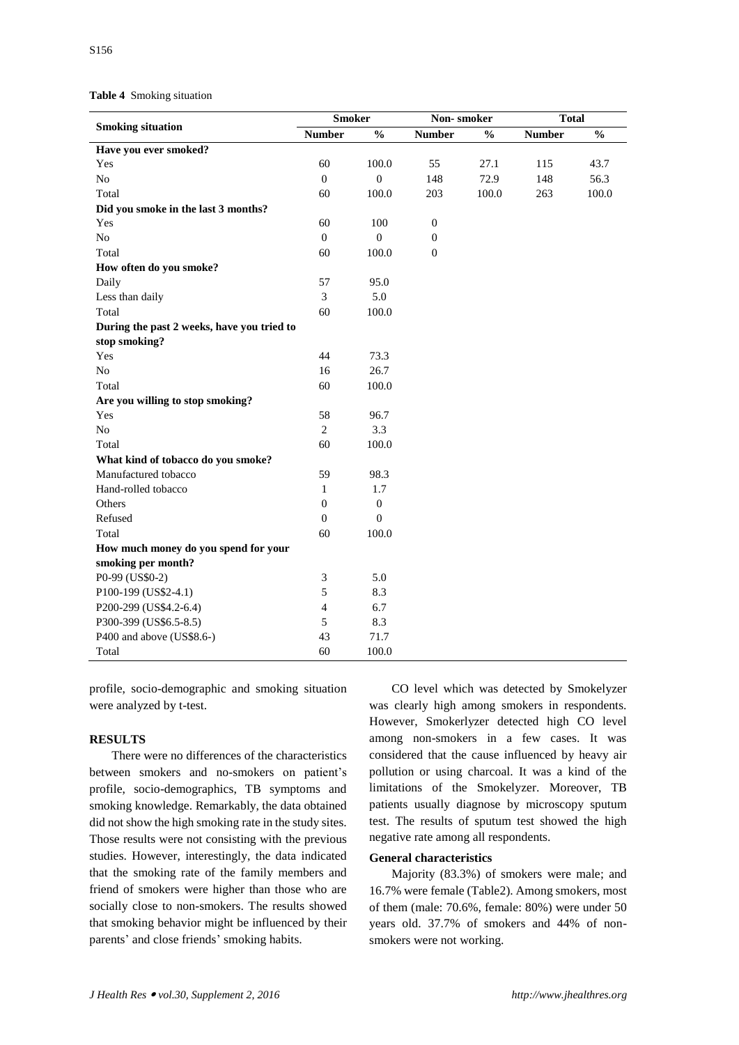**Table 4** Smoking situation

| Smoking situation | Smoker | | Non- smoker | | Total | |
|---|---|---|---|---|---|---|
| | Number | % | Number | % | Number | % |
| **Have you ever smoked?** | | | | | | |
| Yes | 60 | 100.0 | 55 | 27.1 | 115 | 43.7 |
| No | 0 | 0 | 148 | 72.9 | 148 | 56.3 |
| Total | 60 | 100.0 | 203 | 100.0 | 263 | 100.0 |
| **Did you smoke in the last 3 months?** | | | | | | |
| Yes | 60 | 100 | 0 | | | |
| No | 0 | 0 | 0 | | | |
| Total | 60 | 100.0 | 0 | | | |
| **How often do you smoke?** | | | | | | |
| Daily | 57 | 95.0 | | | | |
| Less than daily | 3 | 5.0 | | | | |
| Total | 60 | 100.0 | | | | |
| **During the past 2 weeks, have you tried to stop smoking?** | | | | | | |
| Yes | 44 | 73.3 | | | | |
| No | 16 | 26.7 | | | | |
| Total | 60 | 100.0 | | | | |
| **Are you willing to stop smoking?** | | | | | | |
| Yes | 58 | 96.7 | | | | |
| No | 2 | 3.3 | | | | |
| Total | 60 | 100.0 | | | | |
| **What kind of tobacco do you smoke?** | | | | | | |
| Manufactured tobacco | 59 | 98.3 | | | | |
| Hand-rolled tobacco | 1 | 1.7 | | | | |
| Others | 0 | 0 | | | | |
| Refused | 0 | 0 | | | | |
| Total | 60 | 100.0 | | | | |
| **How much money do you spend for your smoking per month?** | | | | | | |
| P0-99 (US$0-2) | 3 | 5.0 | | | | |
| P100-199 (US$2-4.1) | 5 | 8.3 | | | | |
| P200-299 (US$4.2-6.4) | 4 | 6.7 | | | | |
| P300-399 (US$6.5-8.5) | 5 | 8.3 | | | | |
| P400 and above (US$8.6-) | 43 | 71.7 | | | | |
| Total | 60 | 100.0 | | | | |

profile, socio-demographic and smoking situation were analyzed by t-test.

## RESULTS

There were no differences of the characteristics between smokers and no-smokers on patient's profile, socio-demographics, TB symptoms and smoking knowledge. Remarkably, the data obtained did not show the high smoking rate in the study sites. Those results were not consisting with the previous studies. However, interestingly, the data indicated that the smoking rate of the family members and friend of smokers were higher than those who are socially close to non-smokers. The results showed that smoking behavior might be influenced by their parents' and close friends' smoking habits.

CO level which was detected by Smokelyzer was clearly high among smokers in respondents. However, Smokerlyzer detected high CO level among non-smokers in a few cases. It was considered that the cause influenced by heavy air pollution or using charcoal. It was a kind of the limitations of the Smokelyzer. Moreover, TB patients usually diagnose by microscopy sputum test. The results of sputum test showed the high negative rate among all respondents.

### General characteristics

Majority (83.3%) of smokers were male; and 16.7% were female (Table2). Among smokers, most of them (male: 70.6%, female: 80%) were under 50 years old. 37.7% of smokers and 44% of non-smokers were not working.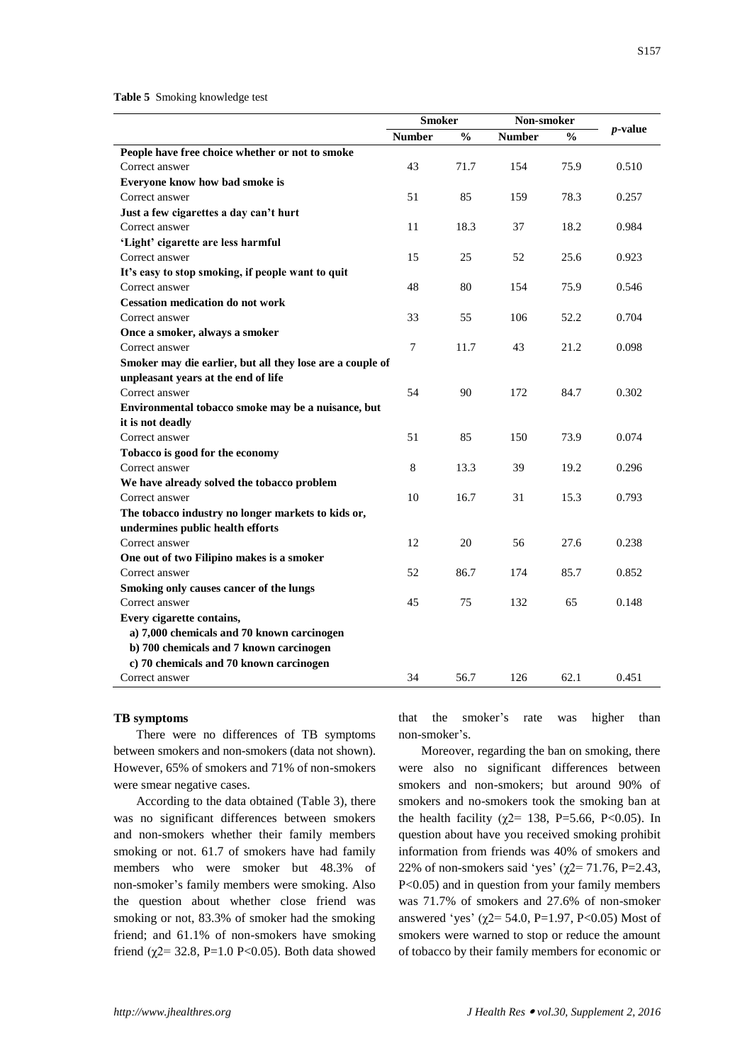**Table 5** Smoking knowledge test

| | Smoker | | Non-smoker | | *p*-value |
|---|---|---|---|---|---|
| | Number | % | Number | % | |
| **People have free choice whether or not to smoke** | | | | | |
| Correct answer | 43 | 71.7 | 154 | 75.9 | 0.510 |
| **Everyone know how bad smoke is** | | | | | |
| Correct answer | 51 | 85 | 159 | 78.3 | 0.257 |
| **Just a few cigarettes a day can't hurt** | | | | | |
| Correct answer | 11 | 18.3 | 37 | 18.2 | 0.984 |
| **'Light' cigarette are less harmful** | | | | | |
| Correct answer | 15 | 25 | 52 | 25.6 | 0.923 |
| **It's easy to stop smoking, if people want to quit** | | | | | |
| Correct answer | 48 | 80 | 154 | 75.9 | 0.546 |
| **Cessation medication do not work** | | | | | |
| Correct answer | 33 | 55 | 106 | 52.2 | 0.704 |
| **Once a smoker, always a smoker** | | | | | |
| Correct answer | 7 | 11.7 | 43 | 21.2 | 0.098 |
| **Smoker may die earlier, but all they lose are a couple of unpleasant years at the end of life** | | | | | |
| Correct answer | 54 | 90 | 172 | 84.7 | 0.302 |
| **Environmental tobacco smoke may be a nuisance, but it is not deadly** | | | | | |
| Correct answer | 51 | 85 | 150 | 73.9 | 0.074 |
| **Tobacco is good for the economy** | | | | | |
| Correct answer | 8 | 13.3 | 39 | 19.2 | 0.296 |
| **We have already solved the tobacco problem** | | | | | |
| Correct answer | 10 | 16.7 | 31 | 15.3 | 0.793 |
| **The tobacco industry no longer markets to kids or, undermines public health efforts** | | | | | |
| Correct answer | 12 | 20 | 56 | 27.6 | 0.238 |
| **One out of two Filipino makes is a smoker** | | | | | |
| Correct answer | 52 | 86.7 | 174 | 85.7 | 0.852 |
| **Smoking only causes cancer of the lungs** | | | | | |
| Correct answer | 45 | 75 | 132 | 65 | 0.148 |
| **Every cigarette contains,** | | | | | |
| **a) 7,000 chemicals and 70 known carcinogen** | | | | | |
| **b) 700 chemicals and 7 known carcinogen** | | | | | |
| **c) 70 chemicals and 70 known carcinogen** | | | | | |
| Correct answer | 34 | 56.7 | 126 | 62.1 | 0.451 |

#### TB symptoms

There were no differences of TB symptoms between smokers and non-smokers (data not shown). However, 65% of smokers and 71% of non-smokers were smear negative cases.

According to the data obtained (Table 3), there was no significant differences between smokers and non-smokers whether their family members smoking or not. 61.7 of smokers have had family members who were smoker but 48.3% of non-smoker's family members were smoking. Also the question about whether close friend was smoking or not, 83.3% of smoker had the smoking friend; and 61.1% of non-smokers have smoking friend ($\chi2$= 32.8, P=1.0 P<0.05). Both data showed that the smoker's rate was higher than non-smoker's.

Moreover, regarding the ban on smoking, there were also no significant differences between smokers and non-smokers; but around 90% of smokers and no-smokers took the smoking ban at the health facility ($\chi2$= 138, P=5.66, P<0.05). In question about have you received smoking prohibit information from friends was 40% of smokers and 22% of non-smokers said 'yes' ($\chi2$= 71.76, P=2.43, P<0.05) and in question from your family members was 71.7% of smokers and 27.6% of non-smoker answered 'yes' ($\chi2$= 54.0, P=1.97, P<0.05) Most of smokers were warned to stop or reduce the amount of tobacco by their family members for economic or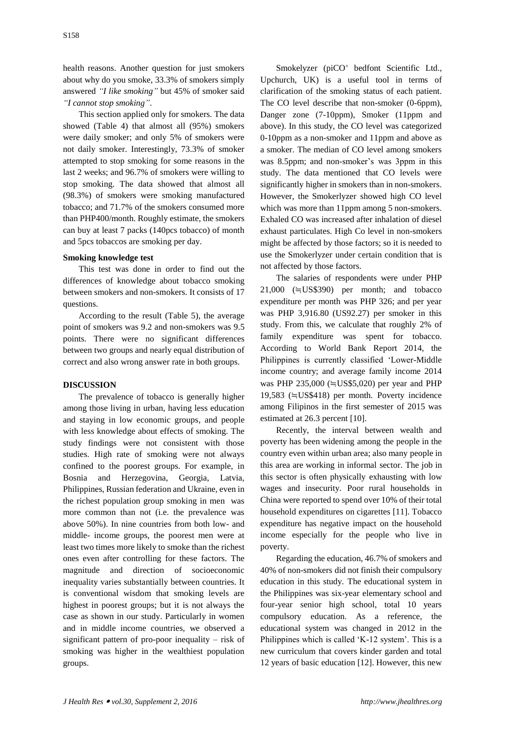health reasons. Another question for just smokers about why do you smoke, 33.3% of smokers simply answered *"I like smoking"* but 45% of smoker said *"I cannot stop smoking"*.

This section applied only for smokers. The data showed (Table 4) that almost all (95%) smokers were daily smoker; and only 5% of smokers were not daily smoker. Interestingly, 73.3% of smoker attempted to stop smoking for some reasons in the last 2 weeks; and 96.7% of smokers were willing to stop smoking. The data showed that almost all (98.3%) of smokers were smoking manufactured tobacco; and 71.7% of the smokers consumed more than PHP400/month. Roughly estimate, the smokers can buy at least 7 packs (140pcs tobacco) of month and 5pcs tobaccos are smoking per day.

**Smoking knowledge test**

This test was done in order to find out the differences of knowledge about tobacco smoking between smokers and non-smokers. It consists of 17 questions.

According to the result (Table 5), the average point of smokers was 9.2 and non-smokers was 9.5 points. There were no significant differences between two groups and nearly equal distribution of correct and also wrong answer rate in both groups.

## DISCUSSION

The prevalence of tobacco is generally higher among those living in urban, having less education and staying in low economic groups, and people with less knowledge about effects of smoking. The study findings were not consistent with those studies. High rate of smoking were not always confined to the poorest groups. For example, in Bosnia and Herzegovina, Georgia, Latvia, Philippines, Russian federation and Ukraine, even in the richest population group smoking in men was more common than not (i.e. the prevalence was above 50%). In nine countries from both low- and middle- income groups, the poorest men were at least two times more likely to smoke than the richest ones even after controlling for these factors. The magnitude and direction of socioeconomic inequality varies substantially between countries. It is conventional wisdom that smoking levels are highest in poorest groups; but it is not always the case as shown in our study. Particularly in women and in middle income countries, we observed a significant pattern of pro-poor inequality – risk of smoking was higher in the wealthiest population groups.

Smokelyzer (piCO$^+$ bedfont Scientific Ltd., Upchurch, UK) is a useful tool in terms of clarification of the smoking status of each patient. The CO level describe that non-smoker (0-6ppm), Danger zone (7-10ppm), Smoker (11ppm and above). In this study, the CO level was categorized 0-10ppm as a non-smoker and 11ppm and above as a smoker. The median of CO level among smokers was 8.5ppm; and non-smoker's was 3ppm in this study. The data mentioned that CO levels were significantly higher in smokers than in non-smokers. However, the Smokerlyzer showed high CO level which was more than 11ppm among 5 non-smokers. Exhaled CO was increased after inhalation of diesel exhaust particulates. High Co level in non-smokers might be affected by those factors; so it is needed to use the Smokerlyzer under certain condition that is not affected by those factors.

The salaries of respondents were under PHP 21,000 (≒US$390) per month; and tobacco expenditure per month was PHP 326; and per year was PHP 3,916.80 (US92.27) per smoker in this study. From this, we calculate that roughly 2% of family expenditure was spent for tobacco. According to World Bank Report 2014, the Philippines is currently classified 'Lower-Middle income country; and average family income 2014 was PHP 235,000 (≒US$5,020) per year and PHP 19,583 (≒US$418) per month. Poverty incidence among Filipinos in the first semester of 2015 was estimated at 26.3 percent [10].

Recently, the interval between wealth and poverty has been widening among the people in the country even within urban area; also many people in this area are working in informal sector. The job in this sector is often physically exhausting with low wages and insecurity. Poor rural households in China were reported to spend over 10% of their total household expenditures on cigarettes [11]. Tobacco expenditure has negative impact on the household income especially for the people who live in poverty.

Regarding the education, 46.7% of smokers and 40% of non-smokers did not finish their compulsory education in this study. The educational system in the Philippines was six-year elementary school and four-year senior high school, total 10 years compulsory education. As a reference, the educational system was changed in 2012 in the Philippines which is called 'K-12 system'. This is a new curriculum that covers kinder garden and total 12 years of basic education [12]. However, this new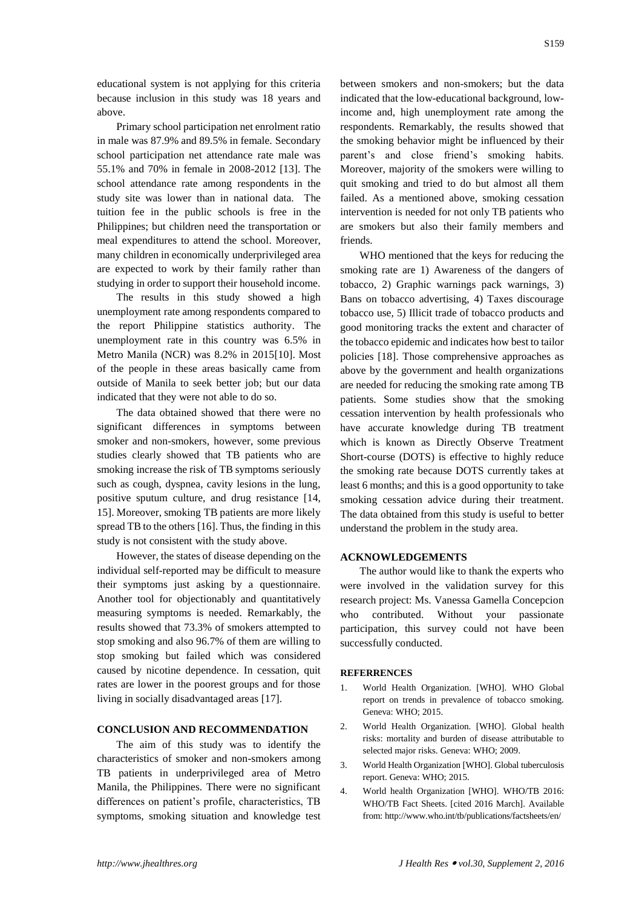educational system is not applying for this criteria because inclusion in this study was 18 years and above.

Primary school participation net enrolment ratio in male was 87.9% and 89.5% in female. Secondary school participation net attendance rate male was 55.1% and 70% in female in 2008-2012 [13]. The school attendance rate among respondents in the study site was lower than in national data. The tuition fee in the public schools is free in the Philippines; but children need the transportation or meal expenditures to attend the school. Moreover, many children in economically underprivileged area are expected to work by their family rather than studying in order to support their household income.

The results in this study showed a high unemployment rate among respondents compared to the report Philippine statistics authority. The unemployment rate in this country was 6.5% in Metro Manila (NCR) was 8.2% in 2015[10]. Most of the people in these areas basically came from outside of Manila to seek better job; but our data indicated that they were not able to do so.

The data obtained showed that there were no significant differences in symptoms between smoker and non-smokers, however, some previous studies clearly showed that TB patients who are smoking increase the risk of TB symptoms seriously such as cough, dyspnea, cavity lesions in the lung, positive sputum culture, and drug resistance [14, 15]. Moreover, smoking TB patients are more likely spread TB to the others [16]. Thus, the finding in this study is not consistent with the study above.

However, the states of disease depending on the individual self-reported may be difficult to measure their symptoms just asking by a questionnaire. Another tool for objectionably and quantitatively measuring symptoms is needed. Remarkably, the results showed that 73.3% of smokers attempted to stop smoking and also 96.7% of them are willing to stop smoking but failed which was considered caused by nicotine dependence. In cessation, quit rates are lower in the poorest groups and for those living in socially disadvantaged areas [17].

## CONCLUSION AND RECOMMENDATION

The aim of this study was to identify the characteristics of smoker and non-smokers among TB patients in underprivileged area of Metro Manila, the Philippines. There were no significant differences on patient's profile, characteristics, TB symptoms, smoking situation and knowledge test between smokers and non-smokers; but the data indicated that the low-educational background, low-income and, high unemployment rate among the respondents. Remarkably, the results showed that the smoking behavior might be influenced by their parent's and close friend's smoking habits. Moreover, majority of the smokers were willing to quit smoking and tried to do but almost all them failed. As a mentioned above, smoking cessation intervention is needed for not only TB patients who are smokers but also their family members and friends.

WHO mentioned that the keys for reducing the smoking rate are 1) Awareness of the dangers of tobacco, 2) Graphic warnings pack warnings, 3) Bans on tobacco advertising, 4) Taxes discourage tobacco use, 5) Illicit trade of tobacco products and good monitoring tracks the extent and character of the tobacco epidemic and indicates how best to tailor policies [18]. Those comprehensive approaches as above by the government and health organizations are needed for reducing the smoking rate among TB patients. Some studies show that the smoking cessation intervention by health professionals who have accurate knowledge during TB treatment which is known as Directly Observe Treatment Short-course (DOTS) is effective to highly reduce the smoking rate because DOTS currently takes at least 6 months; and this is a good opportunity to take smoking cessation advice during their treatment. The data obtained from this study is useful to better understand the problem in the study area.

## ACKNOWLEDGEMENTS

The author would like to thank the experts who were involved in the validation survey for this research project: Ms. Vanessa Gamella Concepcion who contributed. Without your passionate participation, this survey could not have been successfully conducted.

## REFERRENCES

1. World Health Organization. [WHO]. WHO Global report on trends in prevalence of tobacco smoking. Geneva: WHO; 2015.
2. World Health Organization. [WHO]. Global health risks: mortality and burden of disease attributable to selected major risks. Geneva: WHO; 2009.
3. World Health Organization [WHO]. Global tuberculosis report. Geneva: WHO; 2015.
4. World health Organization [WHO]. WHO/TB 2016: WHO/TB Fact Sheets. [cited 2016 March]. Available from: http://www.who.int/tb/publications/factsheets/en/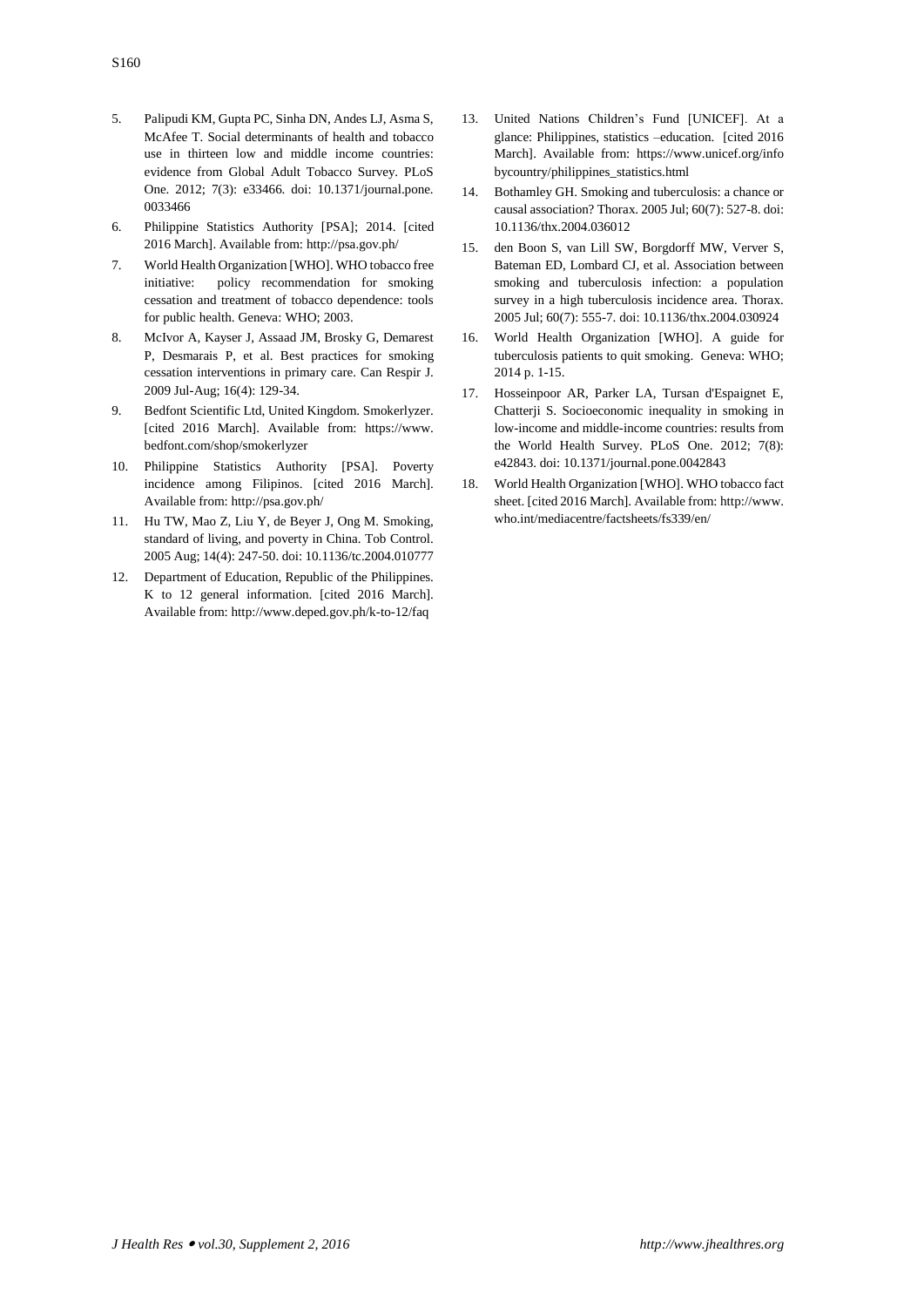5. Palipudi KM, Gupta PC, Sinha DN, Andes LJ, Asma S, McAfee T. Social determinants of health and tobacco use in thirteen low and middle income countries: evidence from Global Adult Tobacco Survey. PLoS One. 2012; 7(3): e33466. doi: 10.1371/journal.pone.0033466
6. Philippine Statistics Authority [PSA]; 2014. [cited 2016 March]. Available from: http://psa.gov.ph/
7. World Health Organization [WHO]. WHO tobacco free initiative: policy recommendation for smoking cessation and treatment of tobacco dependence: tools for public health. Geneva: WHO; 2003.
8. McIvor A, Kayser J, Assaad JM, Brosky G, Demarest P, Desmarais P, et al. Best practices for smoking cessation interventions in primary care. Can Respir J. 2009 Jul-Aug; 16(4): 129-34.
9. Bedfont Scientific Ltd, United Kingdom. Smokerlyzer. [cited 2016 March]. Available from: https://www.bedfont.com/shop/smokerlyzer
10. Philippine Statistics Authority [PSA]. Poverty incidence among Filipinos. [cited 2016 March]. Available from: http://psa.gov.ph/
11. Hu TW, Mao Z, Liu Y, de Beyer J, Ong M. Smoking, standard of living, and poverty in China. Tob Control. 2005 Aug; 14(4): 247-50. doi: 10.1136/tc.2004.010777
12. Department of Education, Republic of the Philippines. K to 12 general information. [cited 2016 March]. Available from: http://www.deped.gov.ph/k-to-12/faq
13. United Nations Children's Fund [UNICEF]. At a glance: Philippines, statistics –education. [cited 2016 March]. Available from: https://www.unicef.org/infobycountry/philippines_statistics.html
14. Bothamley GH. Smoking and tuberculosis: a chance or causal association? Thorax. 2005 Jul; 60(7): 527-8. doi: 10.1136/thx.2004.036012
15. den Boon S, van Lill SW, Borgdorff MW, Verver S, Bateman ED, Lombard CJ, et al. Association between smoking and tuberculosis infection: a population survey in a high tuberculosis incidence area. Thorax. 2005 Jul; 60(7): 555-7. doi: 10.1136/thx.2004.030924
16. World Health Organization [WHO]. A guide for tuberculosis patients to quit smoking. Geneva: WHO; 2014 p. 1-15.
17. Hosseinpoor AR, Parker LA, Tursan d'Espaignet E, Chatterji S. Socioeconomic inequality in smoking in low-income and middle-income countries: results from the World Health Survey. PLoS One. 2012; 7(8): e42843. doi: 10.1371/journal.pone.0042843
18. World Health Organization [WHO]. WHO tobacco fact sheet. [cited 2016 March]. Available from: http://www.who.int/mediacentre/factsheets/fs339/en/